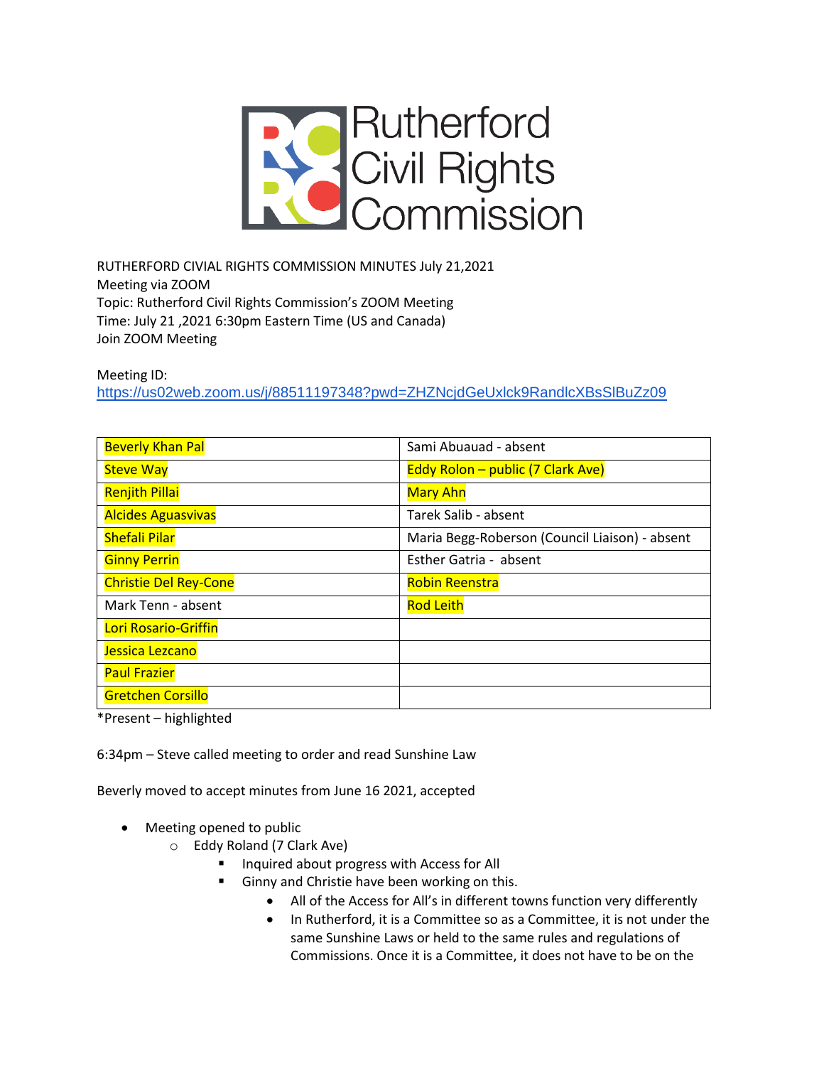Rutherford Civil Rights Commission

RUTHERFORD CIVIAL RIGHTS COMMISSION MINUTES July 21,2021
Meeting via ZOOM
Topic: Rutherford Civil Rights Commission's ZOOM Meeting
Time: July 21 ,2021 6:30pm Eastern Time (US and Canada)
Join ZOOM Meeting

Meeting ID:
https://us02web.zoom.us/j/88511197348?pwd=ZHZNcjdGeUxlck9RandlcXBsSlBuZz09

| | |
|---|---|
| Beverly Khan Pal | Sami Abuauad - absent |
| Steve Way | Eddy Rolon – public (7 Clark Ave) |
| Renjith Pillai | Mary Ahn |
| Alcides Aguasvivas | Tarek Salib - absent |
| Shefali Pilar | Maria Begg-Roberson (Council Liaison) - absent |
| Ginny Perrin | Esther Gatria - absent |
| Christie Del Rey-Cone | Robin Reenstra |
| Mark Tenn - absent | Rod Leith |
| Lori Rosario-Griffin | |
| Jessica Lezcano | |
| Paul Frazier | |
| Gretchen Corsillo | |

*Present – highlighted

6:34pm – Steve called meeting to order and read Sunshine Law

Beverly moved to accept minutes from June 16 2021, accepted

- Meeting opened to public
  - Eddy Roland (7 Clark Ave)
    - Inquired about progress with Access for All
    - Ginny and Christie have been working on this.
      - All of the Access for All's in different towns function very differently
      - In Rutherford, it is a Committee so as a Committee, it is not under the same Sunshine Laws or held to the same rules and regulations of Commissions. Once it is a Committee, it does not have to be on the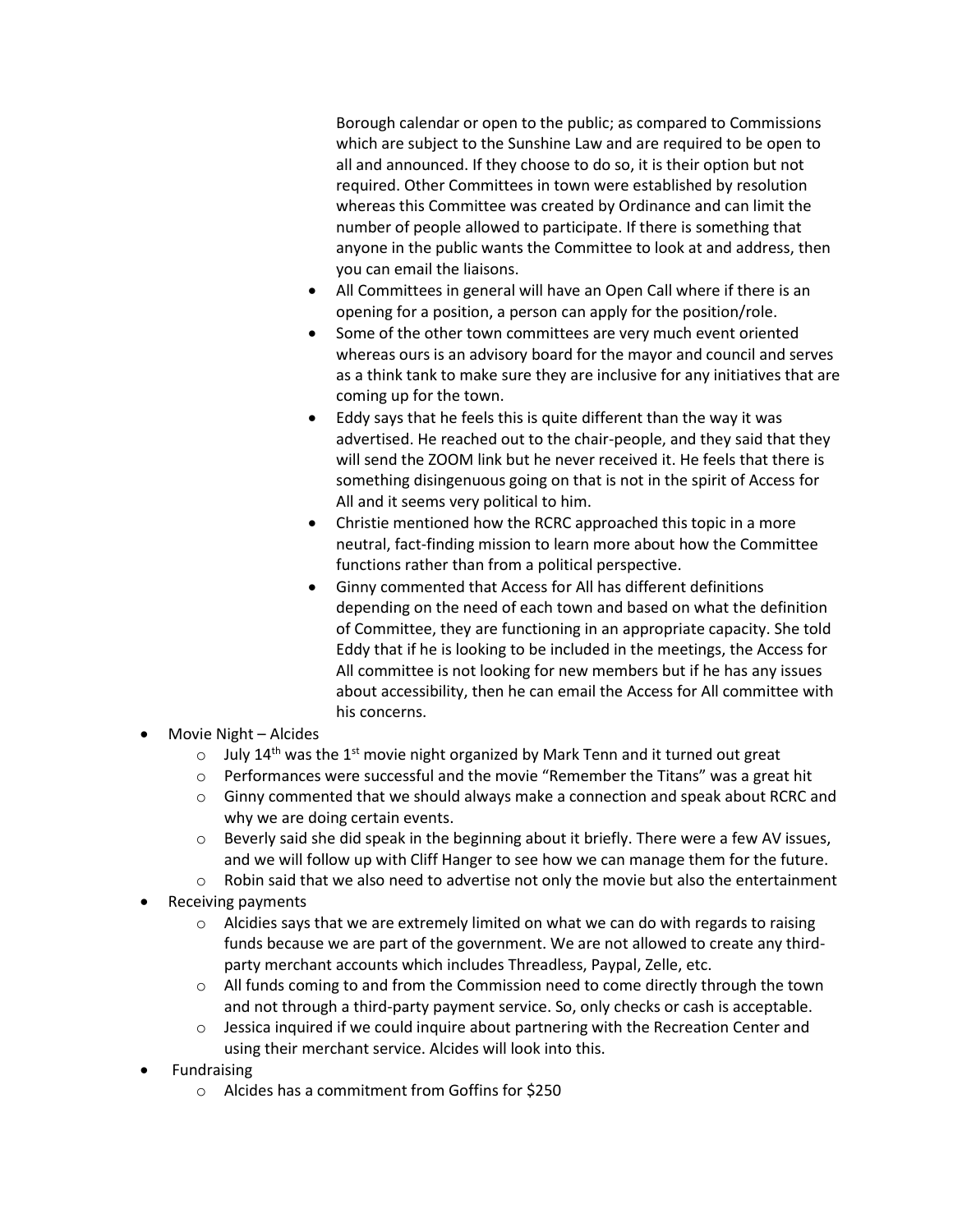Borough calendar or open to the public; as compared to Commissions which are subject to the Sunshine Law and are required to be open to all and announced. If they choose to do so, it is their option but not required. Other Committees in town were established by resolution whereas this Committee was created by Ordinance and can limit the number of people allowed to participate. If there is something that anyone in the public wants the Committee to look at and address, then you can email the liaisons.

- All Committees in general will have an Open Call where if there is an opening for a position, a person can apply for the position/role.
- Some of the other town committees are very much event oriented whereas ours is an advisory board for the mayor and council and serves as a think tank to make sure they are inclusive for any initiatives that are coming up for the town.
- Eddy says that he feels this is quite different than the way it was advertised. He reached out to the chair-people, and they said that they will send the ZOOM link but he never received it. He feels that there is something disingenuous going on that is not in the spirit of Access for All and it seems very political to him.
- Christie mentioned how the RCRC approached this topic in a more neutral, fact-finding mission to learn more about how the Committee functions rather than from a political perspective.
- Ginny commented that Access for All has different definitions depending on the need of each town and based on what the definition of Committee, they are functioning in an appropriate capacity. She told Eddy that if he is looking to be included in the meetings, the Access for All committee is not looking for new members but if he has any issues about accessibility, then he can email the Access for All committee with his concerns.

- Movie Night – Alcides
  - July 14th was the 1st movie night organized by Mark Tenn and it turned out great
  - Performances were successful and the movie "Remember the Titans" was a great hit
  - Ginny commented that we should always make a connection and speak about RCRC and why we are doing certain events.
  - Beverly said she did speak in the beginning about it briefly. There were a few AV issues, and we will follow up with Cliff Hanger to see how we can manage them for the future.
  - Robin said that we also need to advertise not only the movie but also the entertainment
- Receiving payments
  - Alcidies says that we are extremely limited on what we can do with regards to raising funds because we are part of the government. We are not allowed to create any third-party merchant accounts which includes Threadless, Paypal, Zelle, etc.
  - All funds coming to and from the Commission need to come directly through the town and not through a third-party payment service. So, only checks or cash is acceptable.
  - Jessica inquired if we could inquire about partnering with the Recreation Center and using their merchant service. Alcides will look into this.
- Fundraising
  - Alcides has a commitment from Goffins for $250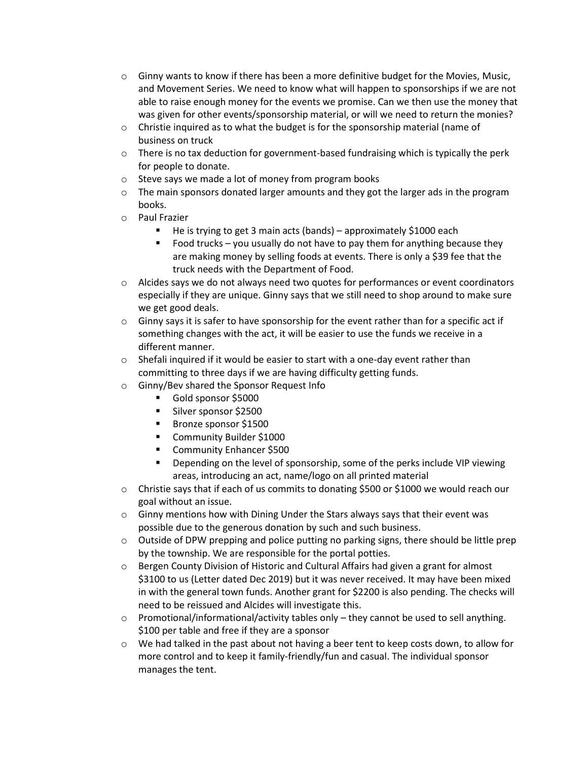- Ginny wants to know if there has been a more definitive budget for the Movies, Music, and Movement Series. We need to know what will happen to sponsorships if we are not able to raise enough money for the events we promise. Can we then use the money that was given for other events/sponsorship material, or will we need to return the monies?
- Christie inquired as to what the budget is for the sponsorship material (name of business on truck
- There is no tax deduction for government-based fundraising which is typically the perk for people to donate.
- Steve says we made a lot of money from program books
- The main sponsors donated larger amounts and they got the larger ads in the program books.
- Paul Frazier
  - He is trying to get 3 main acts (bands) – approximately $1000 each
  - Food trucks – you usually do not have to pay them for anything because they are making money by selling foods at events. There is only a $39 fee that the truck needs with the Department of Food.
- Alcides says we do not always need two quotes for performances or event coordinators especially if they are unique. Ginny says that we still need to shop around to make sure we get good deals.
- Ginny says it is safer to have sponsorship for the event rather than for a specific act if something changes with the act, it will be easier to use the funds we receive in a different manner.
- Shefali inquired if it would be easier to start with a one-day event rather than committing to three days if we are having difficulty getting funds.
- Ginny/Bev shared the Sponsor Request Info
  - Gold sponsor $5000
  - Silver sponsor $2500
  - Bronze sponsor $1500
  - Community Builder $1000
  - Community Enhancer $500
  - Depending on the level of sponsorship, some of the perks include VIP viewing areas, introducing an act, name/logo on all printed material
- Christie says that if each of us commits to donating $500 or $1000 we would reach our goal without an issue.
- Ginny mentions how with Dining Under the Stars always says that their event was possible due to the generous donation by such and such business.
- Outside of DPW prepping and police putting no parking signs, there should be little prep by the township. We are responsible for the portal potties.
- Bergen County Division of Historic and Cultural Affairs had given a grant for almost $3100 to us (Letter dated Dec 2019) but it was never received. It may have been mixed in with the general town funds. Another grant for $2200 is also pending. The checks will need to be reissued and Alcides will investigate this.
- Promotional/informational/activity tables only – they cannot be used to sell anything. $100 per table and free if they are a sponsor
- We had talked in the past about not having a beer tent to keep costs down, to allow for more control and to keep it family-friendly/fun and casual. The individual sponsor manages the tent.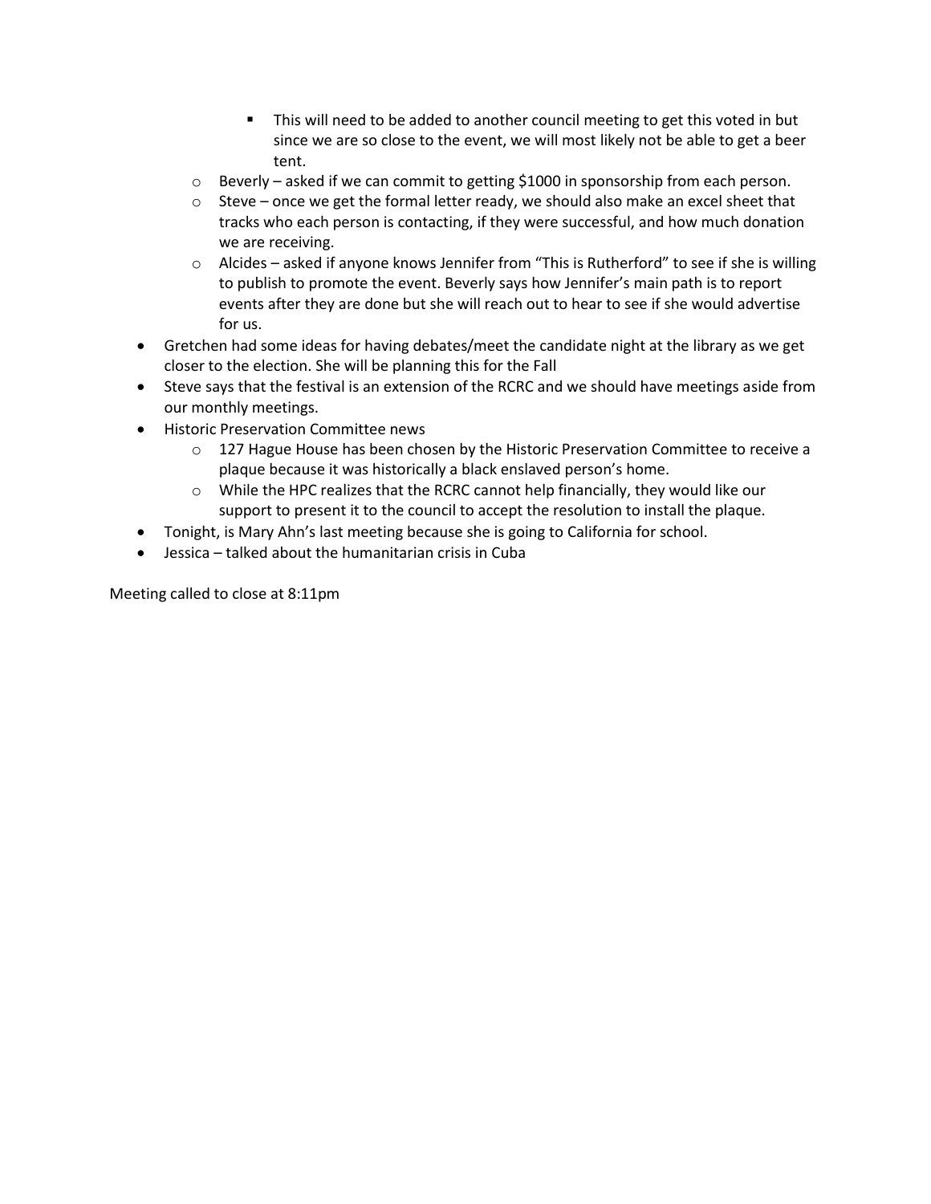- This will need to be added to another council meeting to get this voted in but since we are so close to the event, we will most likely not be able to get a beer tent.
  - Beverly – asked if we can commit to getting $1000 in sponsorship from each person.
  - Steve – once we get the formal letter ready, we should also make an excel sheet that tracks who each person is contacting, if they were successful, and how much donation we are receiving.
  - Alcides – asked if anyone knows Jennifer from "This is Rutherford" to see if she is willing to publish to promote the event. Beverly says how Jennifer's main path is to report events after they are done but she will reach out to hear to see if she would advertise for us.
- Gretchen had some ideas for having debates/meet the candidate night at the library as we get closer to the election. She will be planning this for the Fall
- Steve says that the festival is an extension of the RCRC and we should have meetings aside from our monthly meetings.
- Historic Preservation Committee news
  - 127 Hague House has been chosen by the Historic Preservation Committee to receive a plaque because it was historically a black enslaved person's home.
  - While the HPC realizes that the RCRC cannot help financially, they would like our support to present it to the council to accept the resolution to install the plaque.
- Tonight, is Mary Ahn's last meeting because she is going to California for school.
- Jessica – talked about the humanitarian crisis in Cuba

Meeting called to close at 8:11pm